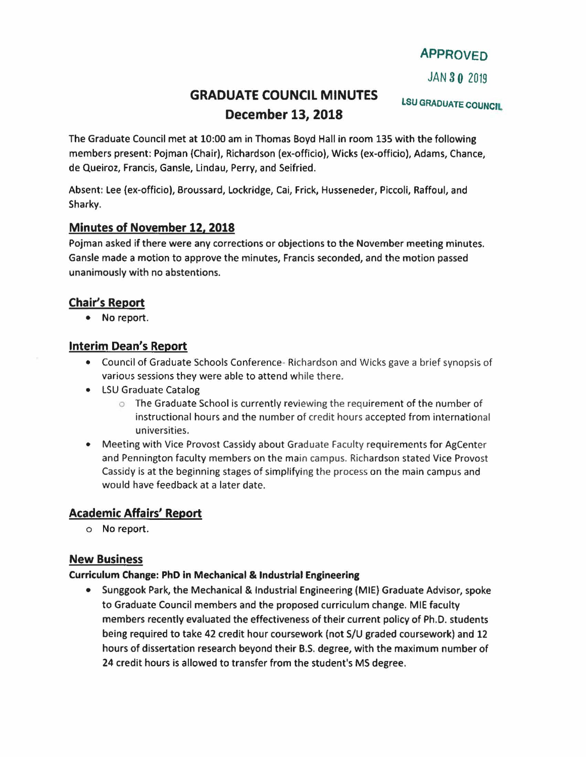APPROVED

JAN 30 2019

LSU GRADUATE COUNCIL

# GRADUATE COUNCIL MINUTES
# December 13, 2018

The Graduate Council met at 10:00 am in Thomas Boyd Hall in room 135 with the following members present: Pojman (Chair), Richardson (ex-officio), Wicks (ex-officio), Adams, Chance, de Queiroz, Francis, Gansle, Lindau, Perry, and Seifried.

Absent: Lee (ex-officio), Broussard, Lockridge, Cai, Frick, Husseneder, Piccoli, Raffoul, and Sharky.

## Minutes of November 12, 2018

**Pojman asked if there were any corrections or objections to the November meeting minutes. Gansle made a motion to approve the minutes, Francis seconded, and the motion passed unanimously with no abstentions.**

## Chair's Report

- No report.

## Interim Dean's Report

- Council of Graduate Schools Conference- Richardson and Wicks gave a brief synopsis of various sessions they were able to attend while there.
- LSU Graduate Catalog
  - The Graduate School is currently reviewing the requirement of the number of instructional hours and the number of credit hours accepted from international universities.
- Meeting with Vice Provost Cassidy about Graduate Faculty requirements for AgCenter and Pennington faculty members on the main campus. Richardson stated Vice Provost Cassidy is at the beginning stages of simplifying the process on the main campus and would have feedback at a later date.

## Academic Affairs' Report

- No report.

## New Business

### Curriculum Change: PhD in Mechanical & Industrial Engineering

- **Sunggook Park, the Mechanical & Industrial Engineering (MIE) Graduate Advisor, spoke to Graduate Council members and the proposed curriculum change. MIE faculty members recently evaluated the effectiveness of their current policy of Ph.D. students being required to take 42 credit hour coursework (not S/U graded coursework) and 12 hours of dissertation research beyond their B.S. degree, with the maximum number of 24 credit hours is allowed to transfer from the student's MS degree.**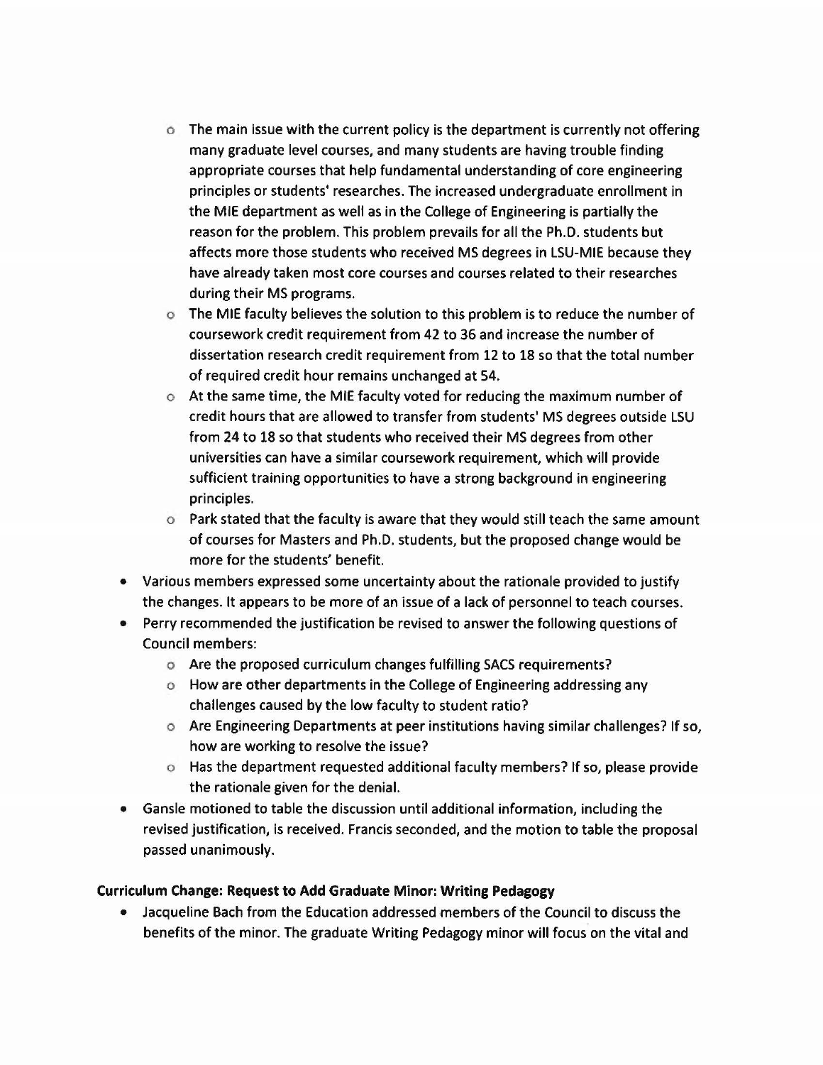- The main issue with the current policy is the department is currently not offering many graduate level courses, and many students are having trouble finding appropriate courses that help fundamental understanding of core engineering principles or students' researches. The increased undergraduate enrollment in the MIE department as well as in the College of Engineering is partially the reason for the problem. This problem prevails for all the Ph.D. students but affects more those students who received MS degrees in LSU-MIE because they have already taken most core courses and courses related to their researches during their MS programs.
    - The MIE faculty believes the solution to this problem is to reduce the number of coursework credit requirement from 42 to 36 and increase the number of dissertation research credit requirement from 12 to 18 so that the total number of required credit hour remains unchanged at 54.
    - At the same time, the MIE faculty voted for reducing the maximum number of credit hours that are allowed to transfer from students' MS degrees outside LSU from 24 to 18 so that students who received their MS degrees from other universities can have a similar coursework requirement, which will provide sufficient training opportunities to have a strong background in engineering principles.
    - Park stated that the faculty is aware that they would still teach the same amount of courses for Masters and Ph.D. students, but the proposed change would be more for the students' benefit.
- Various members expressed some uncertainty about the rationale provided to justify the changes. It appears to be more of an issue of a lack of personnel to teach courses.
- Perry recommended the justification be revised to answer the following questions of Council members:
    - Are the proposed curriculum changes fulfilling SACS requirements?
    - How are other departments in the College of Engineering addressing any challenges caused by the low faculty to student ratio?
    - Are Engineering Departments at peer institutions having similar challenges? If so, how are working to resolve the issue?
    - Has the department requested additional faculty members? If so, please provide the rationale given for the denial.
- Gansle motioned to table the discussion until additional information, including the revised justification, is received. Francis seconded, and the motion to table the proposal passed unanimously.

**Curriculum Change: Request to Add Graduate Minor: Writing Pedagogy**

- Jacqueline Bach from the Education addressed members of the Council to discuss the benefits of the minor. The graduate Writing Pedagogy minor will focus on the vital and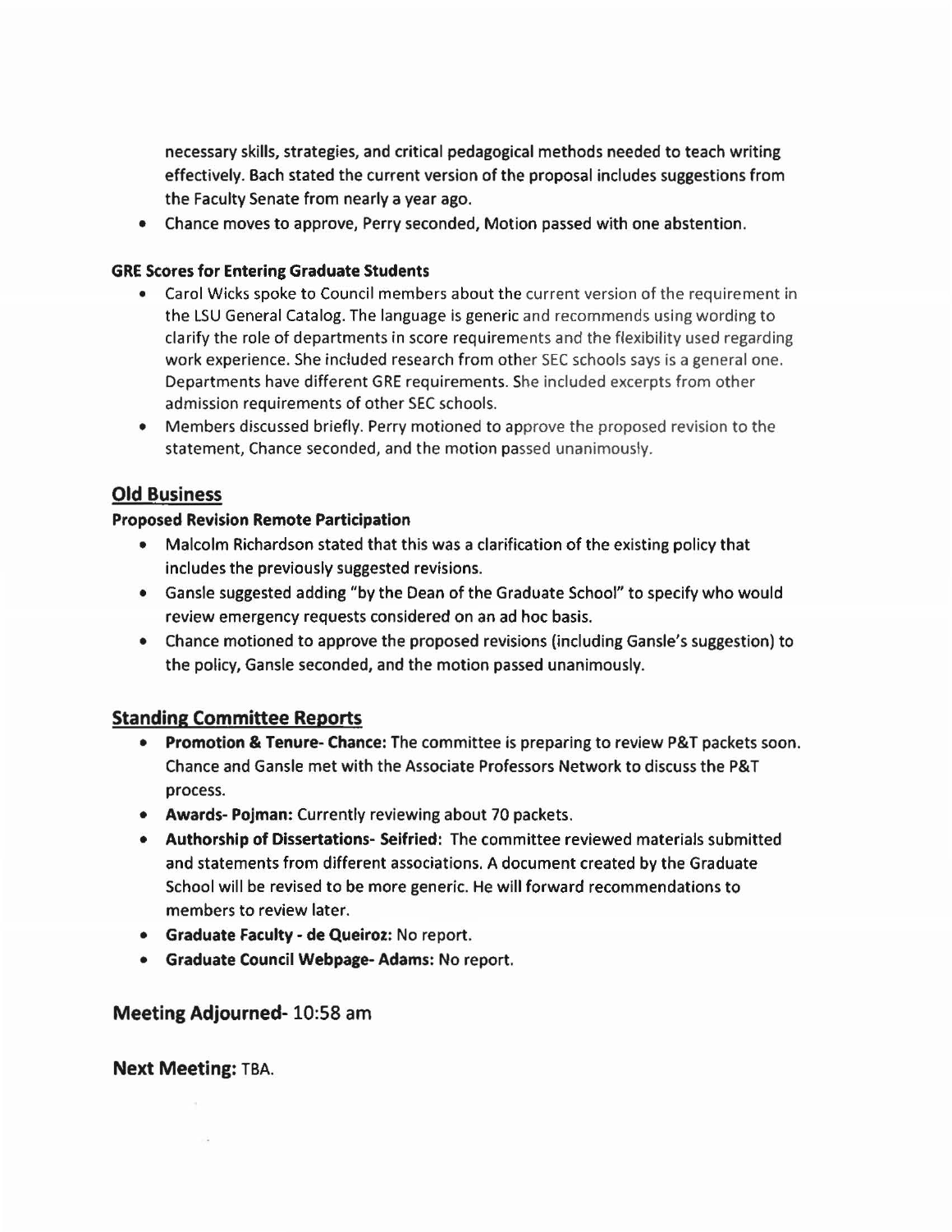necessary skills, strategies, and critical pedagogical methods needed to teach writing effectively. Bach stated the current version of the proposal includes suggestions from the Faculty Senate from nearly a year ago.

- Chance moves to approve, Perry seconded, Motion passed with one abstention.

**GRE Scores for Entering Graduate Students**

- Carol Wicks spoke to Council members about the current version of the requirement in the LSU General Catalog. The language is generic and recommends using wording to clarify the role of departments in score requirements and the flexibility used regarding work experience. She included research from other SEC schools says is a general one. Departments have different GRE requirements. She included excerpts from other admission requirements of other SEC schools.
- Members discussed briefly. Perry motioned to approve the proposed revision to the statement, Chance seconded, and the motion passed unanimously.

## Old Business

**Proposed Revision Remote Participation**

- Malcolm Richardson stated that this was a clarification of the existing policy that includes the previously suggested revisions.
- Gansle suggested adding "by the Dean of the Graduate School" to specify who would review emergency requests considered on an ad hoc basis.
- Chance motioned to approve the proposed revisions (including Gansle's suggestion) to the policy, Gansle seconded, and the motion passed unanimously.

## Standing Committee Reports

- **Promotion & Tenure- Chance:** The committee is preparing to review P&T packets soon. Chance and Gansle met with the Associate Professors Network to discuss the P&T process.
- **Awards- Pojman:** Currently reviewing about 70 packets.
- **Authorship of Dissertations- Seifried:** The committee reviewed materials submitted and statements from different associations. A document created by the Graduate School will be revised to be more generic. He will forward recommendations to members to review later.
- **Graduate Faculty - de Queiroz:** No report.
- **Graduate Council Webpage- Adams:** No report.

## Meeting Adjourned- 10:58 am

## Next Meeting: TBA.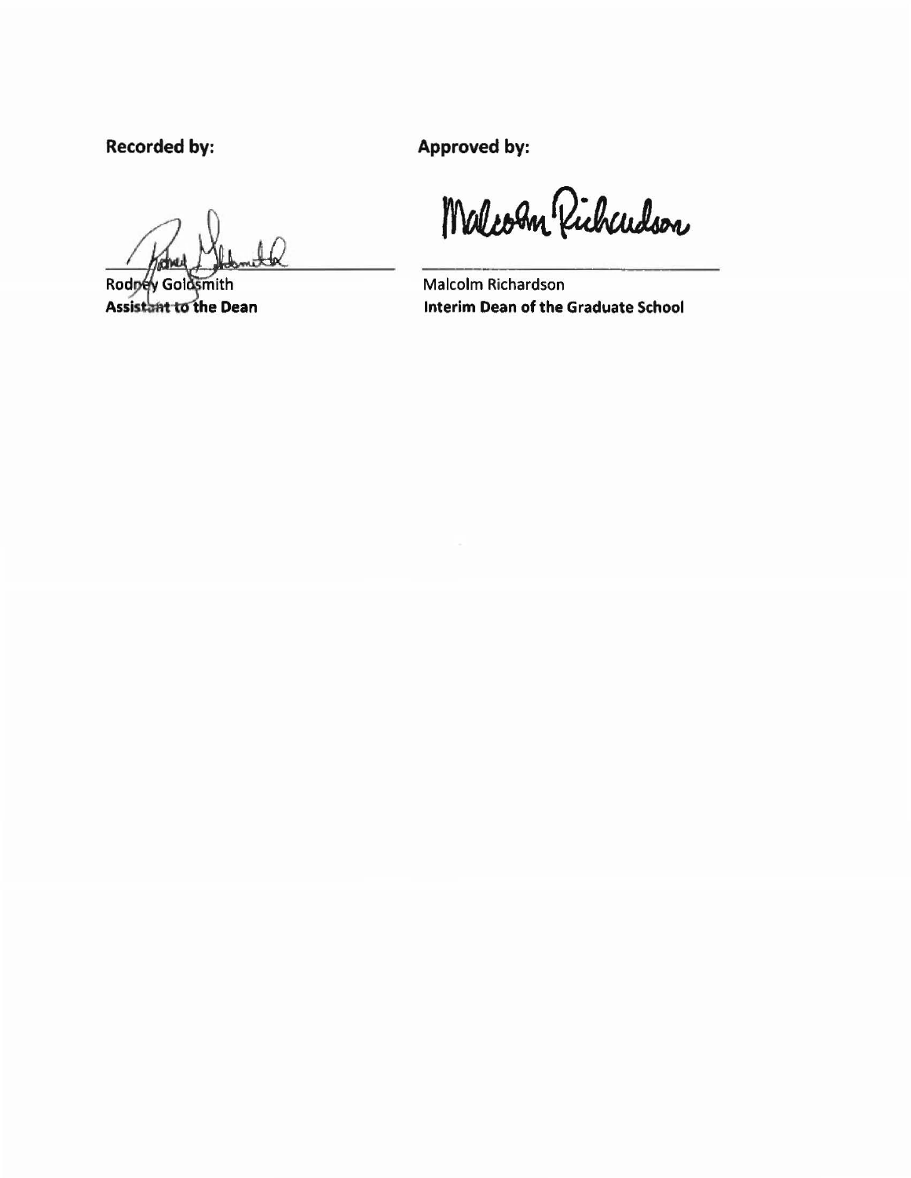| Recorded by: | Approved by: |
| --- | --- |
| Rodney Goldsmith | Malcolm Richardson |
| **Assistant to the Dean** | **Interim Dean of the Graduate School** |